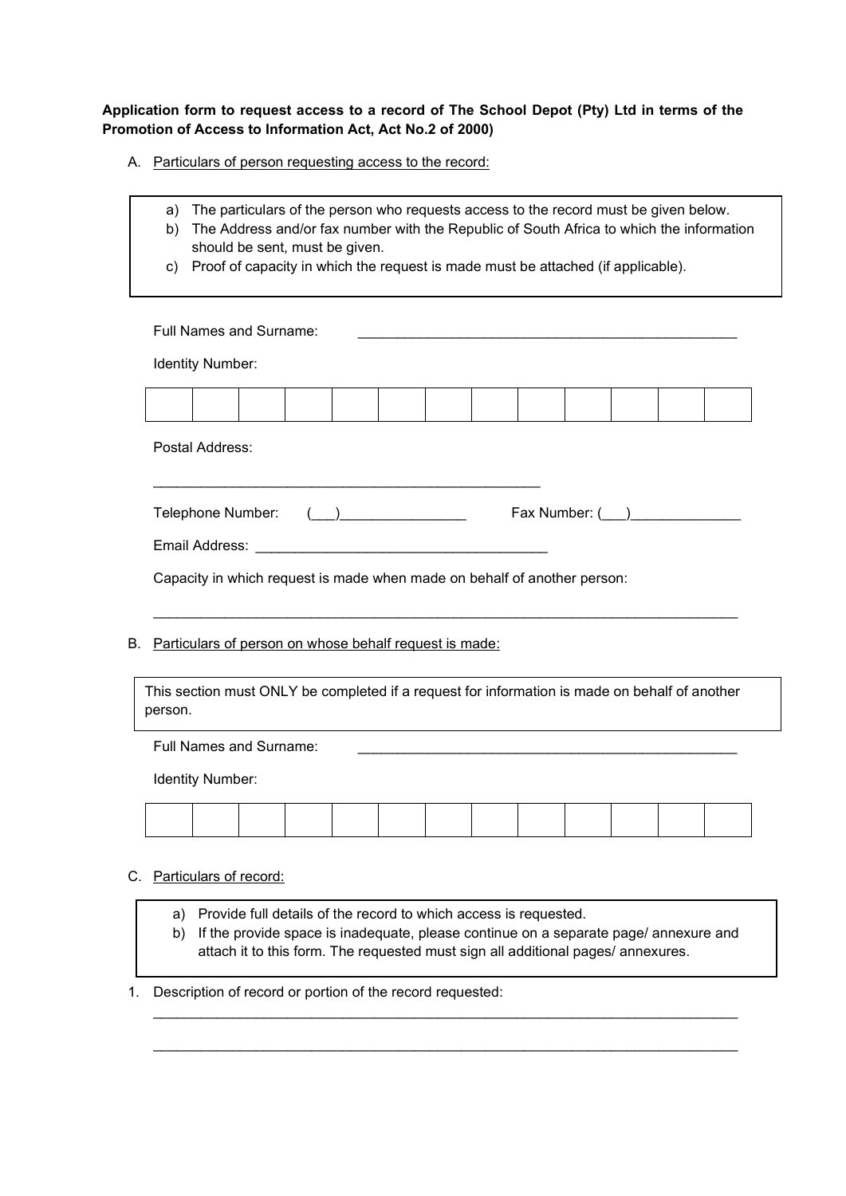**Application form to request access to a record of The School Depot (Pty) Ltd in terms of the Promotion of Access to Information Act, Act No.2 of 2000)**

A. Particulars of person requesting access to the record:

> a) The particulars of the person who requests access to the record must be given below.
> b) The Address and/or fax number with the Republic of South Africa to which the information should be sent, must be given.
> c) Proof of capacity in which the request is made must be attached (if applicable).

Full Names and Surname: ___________________________________________________

Identity Number:

| | | | | | | | | | | | | |
|---|---|---|---|---|---|---|---|---|---|---|---|---|
| | | | | | | | | | | | | |

Postal Address:

___________________________________________________

Telephone Number: (___)_________________ Fax Number: (___)______________

Email Address: ______________________________________

Capacity in which request is made when made on behalf of another person:

_______________________________________________________________________________

B. Particulars of person on whose behalf request is made:

> This section must ONLY be completed if a request for information is made on behalf of another person.

Full Names and Surname: ___________________________________________________

Identity Number:

| | | | | | | | | | | | | |
|---|---|---|---|---|---|---|---|---|---|---|---|---|
| | | | | | | | | | | | | |

C. Particulars of record:

> a) Provide full details of the record to which access is requested.
> b) If the provide space is inadequate, please continue on a separate page/ annexure and attach it to this form. The requested must sign all additional pages/ annexures.

1. Description of record or portion of the record requested:

_______________________________________________________________________________

_______________________________________________________________________________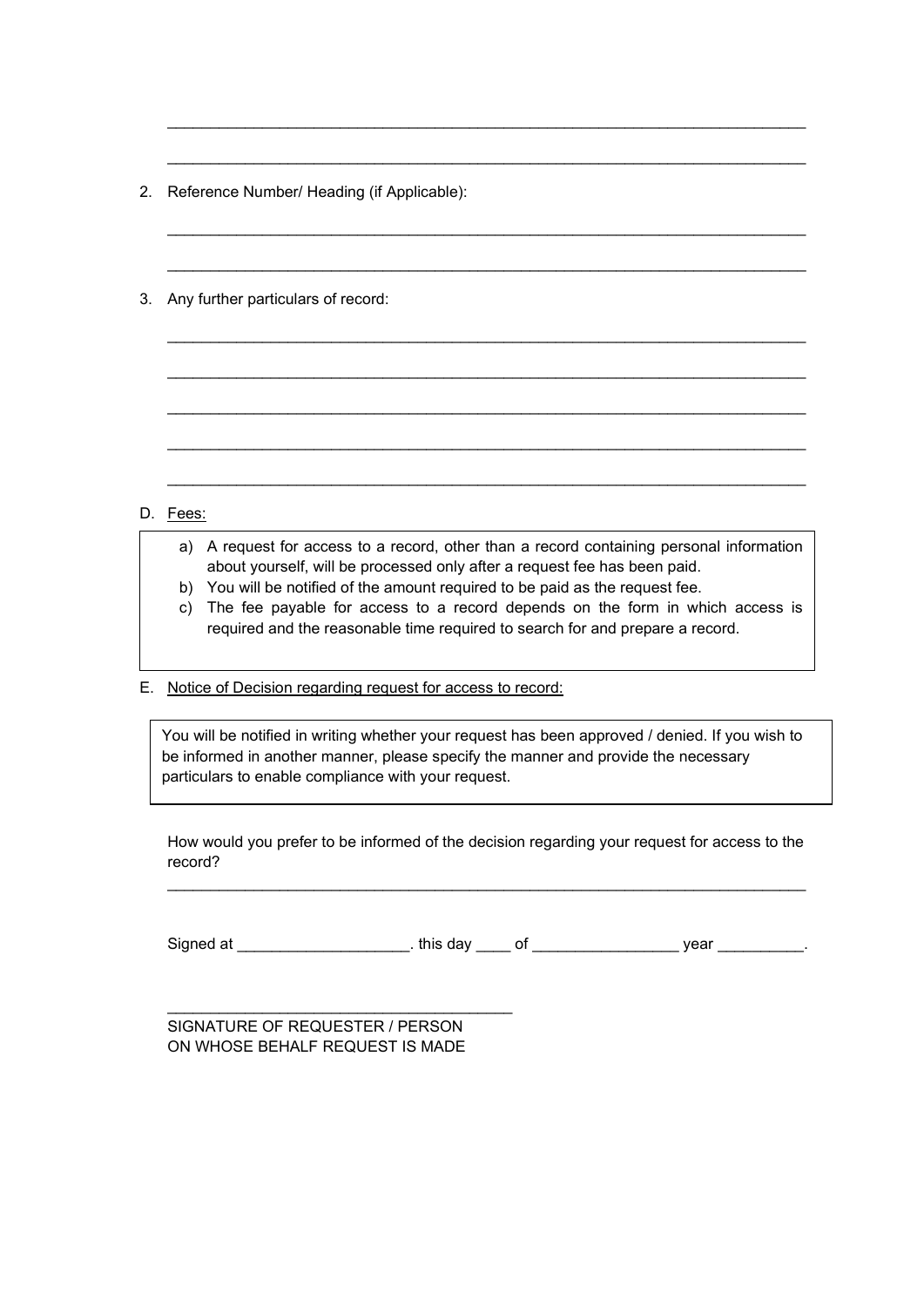\_\_\_\_\_\_\_\_\_\_\_\_\_\_\_\_\_\_\_\_\_\_\_\_\_\_\_\_\_\_\_\_\_\_\_\_\_\_\_\_\_\_\_\_\_\_\_\_\_\_\_\_\_\_\_\_\_\_\_\_\_\_\_\_\_\_\_\_\_\_\_\_\_\_

\_\_\_\_\_\_\_\_\_\_\_\_\_\_\_\_\_\_\_\_\_\_\_\_\_\_\_\_\_\_\_\_\_\_\_\_\_\_\_\_\_\_\_\_\_\_\_\_\_\_\_\_\_\_\_\_\_\_\_\_\_\_\_\_\_\_\_\_\_\_\_\_\_\_

2. Reference Number/ Heading (if Applicable):

\_\_\_\_\_\_\_\_\_\_\_\_\_\_\_\_\_\_\_\_\_\_\_\_\_\_\_\_\_\_\_\_\_\_\_\_\_\_\_\_\_\_\_\_\_\_\_\_\_\_\_\_\_\_\_\_\_\_\_\_\_\_\_\_\_\_\_\_\_\_\_\_\_\_

\_\_\_\_\_\_\_\_\_\_\_\_\_\_\_\_\_\_\_\_\_\_\_\_\_\_\_\_\_\_\_\_\_\_\_\_\_\_\_\_\_\_\_\_\_\_\_\_\_\_\_\_\_\_\_\_\_\_\_\_\_\_\_\_\_\_\_\_\_\_\_\_\_\_

3. Any further particulars of record:

\_\_\_\_\_\_\_\_\_\_\_\_\_\_\_\_\_\_\_\_\_\_\_\_\_\_\_\_\_\_\_\_\_\_\_\_\_\_\_\_\_\_\_\_\_\_\_\_\_\_\_\_\_\_\_\_\_\_\_\_\_\_\_\_\_\_\_\_\_\_\_\_\_\_

\_\_\_\_\_\_\_\_\_\_\_\_\_\_\_\_\_\_\_\_\_\_\_\_\_\_\_\_\_\_\_\_\_\_\_\_\_\_\_\_\_\_\_\_\_\_\_\_\_\_\_\_\_\_\_\_\_\_\_\_\_\_\_\_\_\_\_\_\_\_\_\_\_\_

\_\_\_\_\_\_\_\_\_\_\_\_\_\_\_\_\_\_\_\_\_\_\_\_\_\_\_\_\_\_\_\_\_\_\_\_\_\_\_\_\_\_\_\_\_\_\_\_\_\_\_\_\_\_\_\_\_\_\_\_\_\_\_\_\_\_\_\_\_\_\_\_\_\_

\_\_\_\_\_\_\_\_\_\_\_\_\_\_\_\_\_\_\_\_\_\_\_\_\_\_\_\_\_\_\_\_\_\_\_\_\_\_\_\_\_\_\_\_\_\_\_\_\_\_\_\_\_\_\_\_\_\_\_\_\_\_\_\_\_\_\_\_\_\_\_\_\_\_

\_\_\_\_\_\_\_\_\_\_\_\_\_\_\_\_\_\_\_\_\_\_\_\_\_\_\_\_\_\_\_\_\_\_\_\_\_\_\_\_\_\_\_\_\_\_\_\_\_\_\_\_\_\_\_\_\_\_\_\_\_\_\_\_\_\_\_\_\_\_\_\_\_\_

D. <u>Fees:</u>

> a) A request for access to a record, other than a record containing personal information about yourself, will be processed only after a request fee has been paid.
> b) You will be notified of the amount required to be paid as the request fee.
> c) The fee payable for access to a record depends on the form in which access is required and the reasonable time required to search for and prepare a record.

E. <u>Notice of Decision regarding request for access to record:</u>

> You will be notified in writing whether your request has been approved / denied. If you wish to be informed in another manner, please specify the manner and provide the necessary particulars to enable compliance with your request.

How would you prefer to be informed of the decision regarding your request for access to the record?

\_\_\_\_\_\_\_\_\_\_\_\_\_\_\_\_\_\_\_\_\_\_\_\_\_\_\_\_\_\_\_\_\_\_\_\_\_\_\_\_\_\_\_\_\_\_\_\_\_\_\_\_\_\_\_\_\_\_\_\_\_\_\_\_\_\_\_\_\_\_\_\_\_\_

Signed at \_\_\_\_\_\_\_\_\_\_\_\_\_\_\_\_\_\_\_\_. this day \_\_\_\_ of \_\_\_\_\_\_\_\_\_\_\_\_\_\_\_\_\_ year \_\_\_\_\_\_\_\_\_\_.

\_\_\_\_\_\_\_\_\_\_\_\_\_\_\_\_\_\_\_\_\_\_\_\_\_\_\_\_\_\_\_\_\_\_\_\_\_\_\_\_

SIGNATURE OF REQUESTER / PERSON
ON WHOSE BEHALF REQUEST IS MADE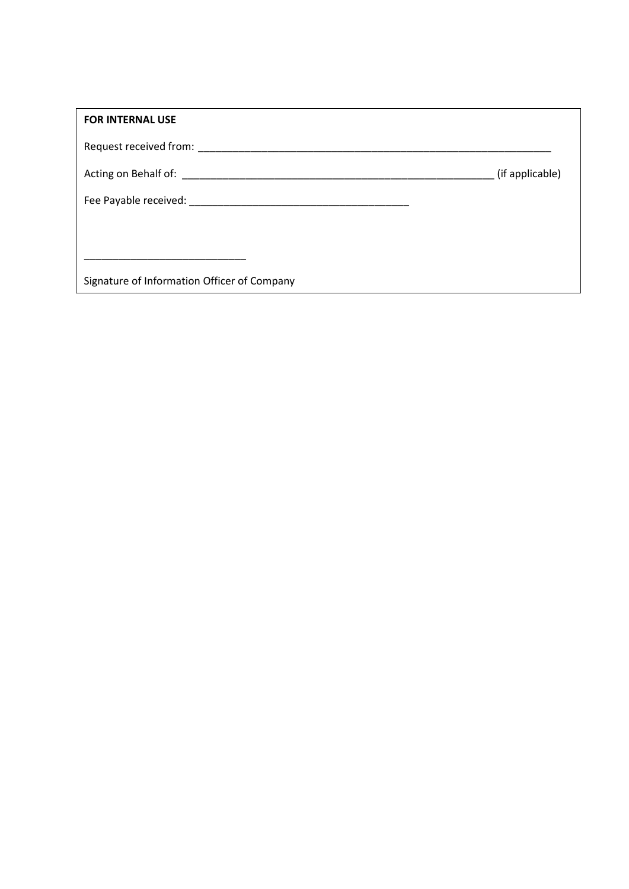**FOR INTERNAL USE**

Request received from: ______________________________________________________________

Acting on Behalf of: ______________________________________________________ (if applicable)

Fee Payable received: ______________________________________

____________________________

Signature of Information Officer of Company